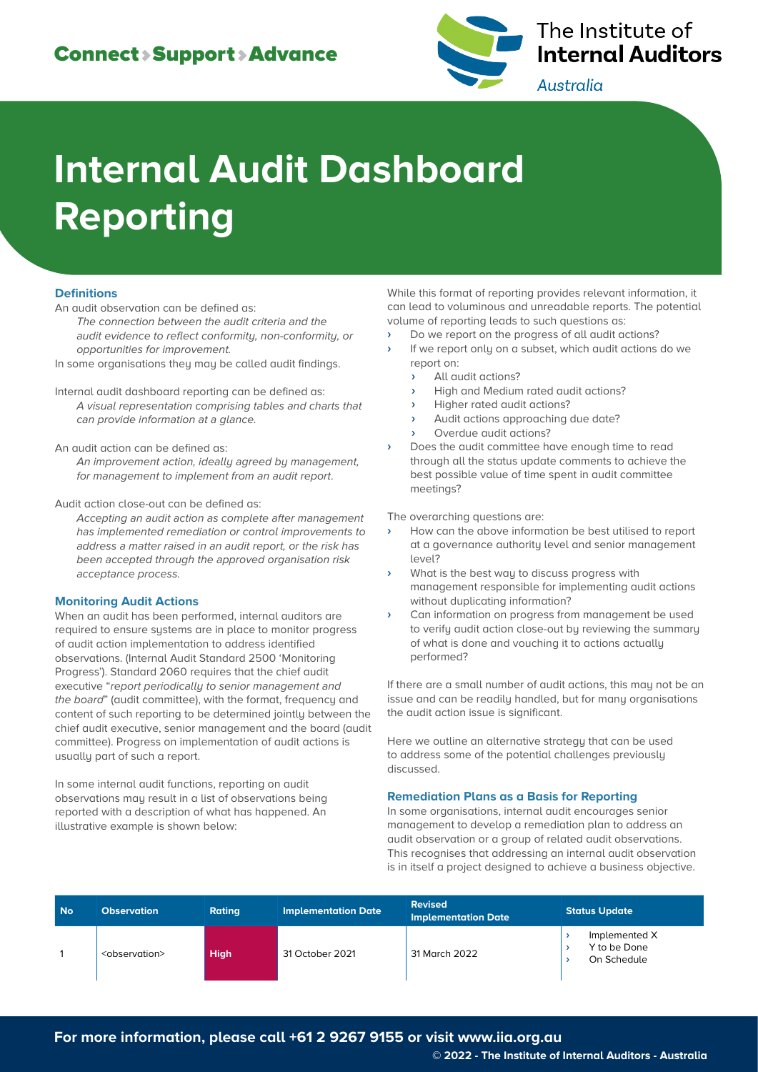# Internal Audit Dashboard Reporting

### Definitions

An audit observation can be defined as:

*The connection between the audit criteria and the audit evidence to reflect conformity, non-conformity, or opportunities for improvement.*

In some organisations they may be called audit findings.

Internal audit dashboard reporting can be defined as:

*A visual representation comprising tables and charts that can provide information at a glance.*

An audit action can be defined as:

*An improvement action, ideally agreed by management, for management to implement from an audit report.*

Audit action close-out can be defined as:

*Accepting an audit action as complete after management has implemented remediation or control improvements to address a matter raised in an audit report, or the risk has been accepted through the approved organisation risk acceptance process.*

### Monitoring Audit Actions

When an audit has been performed, internal auditors are required to ensure systems are in place to monitor progress of audit action implementation to address identified observations. (Internal Audit Standard 2500 'Monitoring Progress'). Standard 2060 requires that the chief audit executive "*report periodically to senior management and the board*" (audit committee), with the format, frequency and content of such reporting to be determined jointly between the chief audit executive, senior management and the board (audit committee). Progress on implementation of audit actions is usually part of such a report.

In some internal audit functions, reporting on audit observations may result in a list of observations being reported with a description of what has happened. An illustrative example is shown below:

| No | Observation | Rating | Implementation Date | Revised Implementation Date | Status Update |
|---|---|---|---|---|---|
| 1 | <observation> | **High** | 31 October 2021 | 31 March 2022 | › Implemented X<br>› Y to be Done<br>› On Schedule |

While this format of reporting provides relevant information, it can lead to voluminous and unreadable reports. The potential volume of reporting leads to such questions as:

- Do we report on the progress of all audit actions?
- If we report only on a subset, which audit actions do we report on:
  - All audit actions?
  - High and Medium rated audit actions?
  - Higher rated audit actions?
  - Audit actions approaching due date?
  - Overdue audit actions?
- Does the audit committee have enough time to read through all the status update comments to achieve the best possible value of time spent in audit committee meetings?

The overarching questions are:

- How can the above information be best utilised to report at a governance authority level and senior management level?
- What is the best way to discuss progress with management responsible for implementing audit actions without duplicating information?
- Can information on progress from management be used to verify audit action close-out by reviewing the summary of what is done and vouching it to actions actually performed?

If there are a small number of audit actions, this may not be an issue and can be readily handled, but for many organisations the audit action issue is significant.

Here we outline an alternative strategy that can be used to address some of the potential challenges previously discussed.

### Remediation Plans as a Basis for Reporting

In some organisations, internal audit encourages senior management to develop a remediation plan to address an audit observation or a group of related audit observations. This recognises that addressing an internal audit observation is in itself a project designed to achieve a business objective.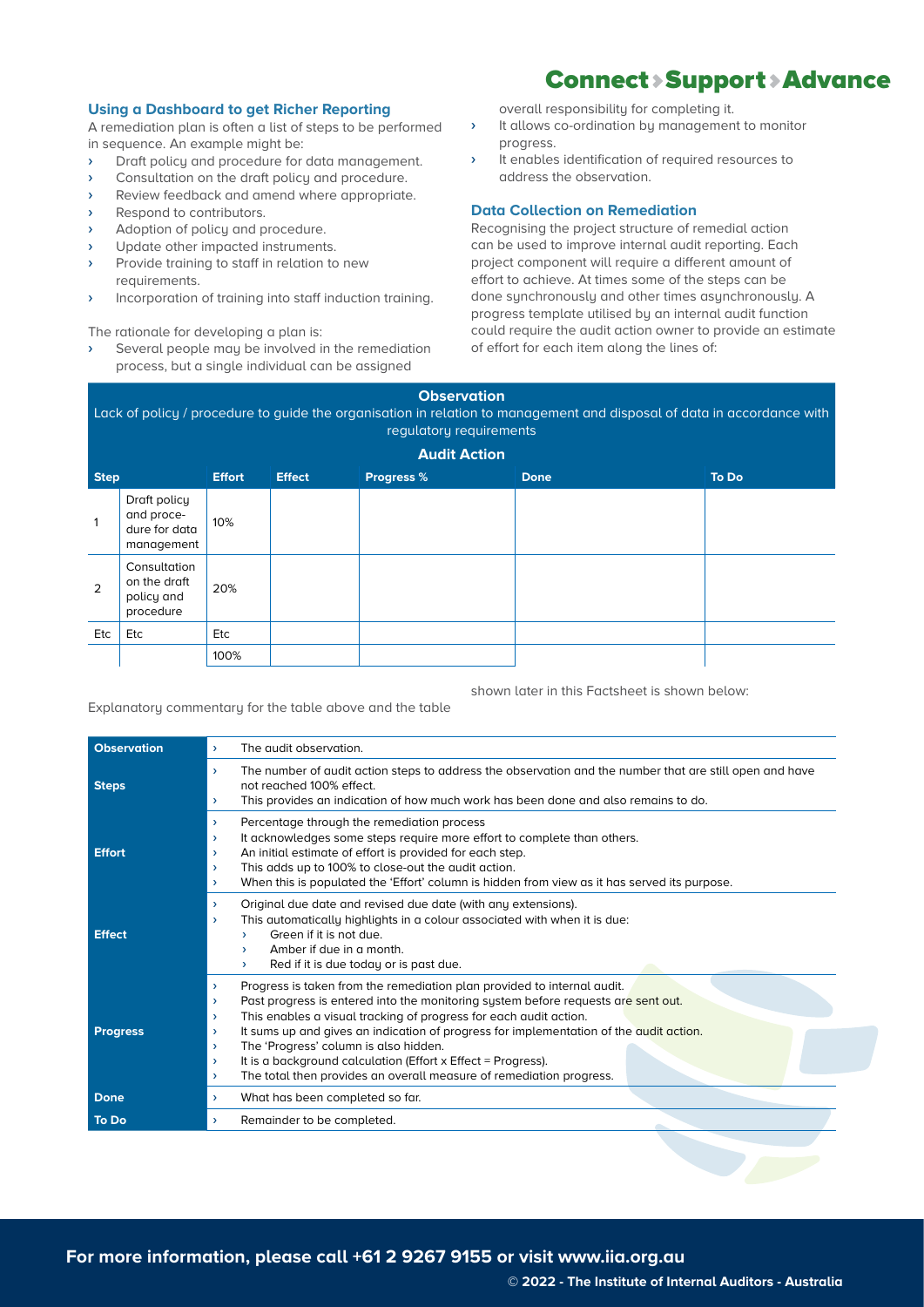## Using a Dashboard to get Richer Reporting

A remediation plan is often a list of steps to be performed in sequence. An example might be:

- Draft policy and procedure for data management.
- Consultation on the draft policy and procedure.
- Review feedback and amend where appropriate.
- Respond to contributors.
- Adoption of policy and procedure.
- Update other impacted instruments.
- Provide training to staff in relation to new requirements.
- Incorporation of training into staff induction training.

The rationale for developing a plan is:

- Several people may be involved in the remediation process, but a single individual can be assigned overall responsibility for completing it.
- It allows co-ordination by management to monitor progress.
- It enables identification of required resources to address the observation.

## Data Collection on Remediation

Recognising the project structure of remedial action can be used to improve internal audit reporting. Each project component will require a different amount of effort to achieve. At times some of the steps can be done synchronously and other times asynchronously. A progress template utilised by an internal audit function could require the audit action owner to provide an estimate of effort for each item along the lines of:

**Observation**

Lack of policy / procedure to guide the organisation in relation to management and disposal of data in accordance with regulatory requirements

**Audit Action**

| Step | | Effort | Effect | Progress % | Done | To Do |
|---|---|---|---|---|---|---|
| 1 | Draft policy and procedure for data management | 10% | | | | |
| 2 | Consultation on the draft policy and procedure | 20% | | | | |
| Etc | Etc | Etc | | | | |
| | | 100% | | | | |

Explanatory commentary for the table above and the table shown later in this Factsheet is shown below:

| | |
|---|---|
| **Observation** | › The audit observation. |
| **Steps** | › The number of audit action steps to address the observation and the number that are still open and have not reached 100% effect.<br>› This provides an indication of how much work has been done and also remains to do. |
| **Effort** | › Percentage through the remediation process<br>› It acknowledges some steps require more effort to complete than others.<br>› An initial estimate of effort is provided for each step.<br>› This adds up to 100% to close-out the audit action.<br>› When this is populated the 'Effort' column is hidden from view as it has served its purpose. |
| **Effect** | › Original due date and revised due date (with any extensions).<br>› This automatically highlights in a colour associated with when it is due:<br>  › Green if it is not due.<br>  › Amber if due in a month.<br>  › Red if it is due today or is past due. |
| **Progress** | › Progress is taken from the remediation plan provided to internal audit.<br>› Past progress is entered into the monitoring system before requests are sent out.<br>› This enables a visual tracking of progress for each audit action.<br>› It sums up and gives an indication of progress for implementation of the audit action.<br>› The 'Progress' column is also hidden.<br>› It is a background calculation (Effort x Effect = Progress).<br>› The total then provides an overall measure of remediation progress. |
| **Done** | › What has been completed so far. |
| **To Do** | › Remainder to be completed. |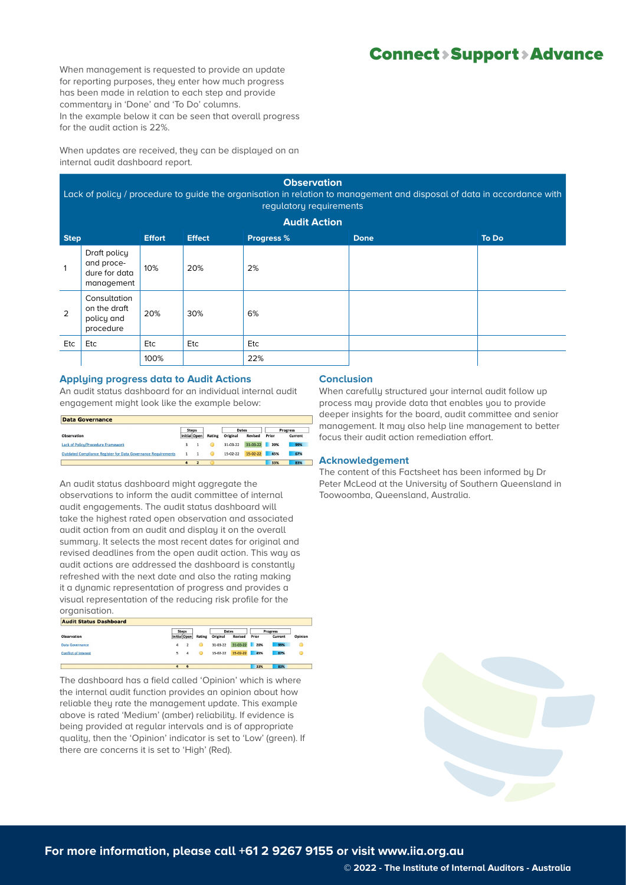# Connect › Support › Advance

When management is requested to provide an update for reporting purposes, they enter how much progress has been made in relation to each step and provide commentary in 'Done' and 'To Do' columns.
In the example below it can be seen that overall progress for the audit action is 22%.

When updates are received, they can be displayed on an internal audit dashboard report.

| **Observation** | | | | | | |
|---|---|---|---|---|---|---|
| Lack of policy / procedure to guide the organisation in relation to management and disposal of data in accordance with regulatory requirements | | | | | | |
| **Audit Action** | | | | | | |
| **Step** | | **Effort** | **Effect** | **Progress %** | **Done** | **To Do** |
| 1 | Draft policy and procedure for data management | 10% | 20% | 2% | | |
| 2 | Consultation on the draft policy and procedure | 20% | 30% | 6% | | |
| Etc | Etc | Etc | Etc | Etc | | |
| | | 100% | | 22% | | |

## Applying progress data to Audit Actions

An audit status dashboard for an individual internal audit engagement might look like the example below:

| **Data Governance** | | | | | | | | |
|---|---|---|---|---|---|---|---|---|
| | Steps | | | Dates | | Progress | |
| Observation | Initial | Open | Rating | Original | Revised | Prior | Current |
| Lack of Policy/Procedure Framework | 3 | 1 | | 31-03-22 | 31-03-22 | 20% | 99% |
| Outdated Compliance Register for Data Governance Requirements | 1 | 1 | | 15-02-22 | 15-02-22 | 45% | 67% |
| | 4 | 2 | | | | 33% | 83% |

An audit status dashboard might aggregate the observations to inform the audit committee of internal audit engagements. The audit status dashboard will take the highest rated open observation and associated audit action from an audit and display it on the overall summary. It selects the most recent dates for original and revised deadlines from the open audit action. This way as audit actions are addressed the dashboard is constantly refreshed with the next date and also the rating making it a dynamic representation of progress and provides a visual representation of the reducing risk profile for the organisation.

| **Audit Status Dashboard** | | | | | | | | |
|---|---|---|---|---|---|---|---|---|
| | Steps | | | Dates | | Progress | | |
| Observation | Initial | Open | Rating | Original | Revised | Prior | Current | Opinion |
| Data Governance | 4 | 2 | | 31-03-22 | 31-03-22 | 20% | 99% | |
| Conflict of Interest | 5 | 4 | | 15-02-22 | 15-02-22 | 45% | 67% | |
| | 4 | 6 | | | | 33% | 83% | |

The dashboard has a field called 'Opinion' which is where the internal audit function provides an opinion about how reliable they rate the management update. This example above is rated 'Medium' (amber) reliability. If evidence is being provided at regular intervals and is of appropriate quality, then the 'Opinion' indicator is set to 'Low' (green). If there are concerns it is set to 'High' (Red).

## Conclusion

When carefully structured your internal audit follow up process may provide data that enables you to provide deeper insights for the board, audit committee and senior management. It may also help line management to better focus their audit action remediation effort.

## Acknowledgement

The content of this Factsheet has been informed by Dr Peter McLeod at the University of Southern Queensland in Toowoomba, Queensland, Australia.

**For more information, please call +61 2 9267 9155 or visit www.iia.org.au**

**© 2022 - The Institute of Internal Auditors - Australia**